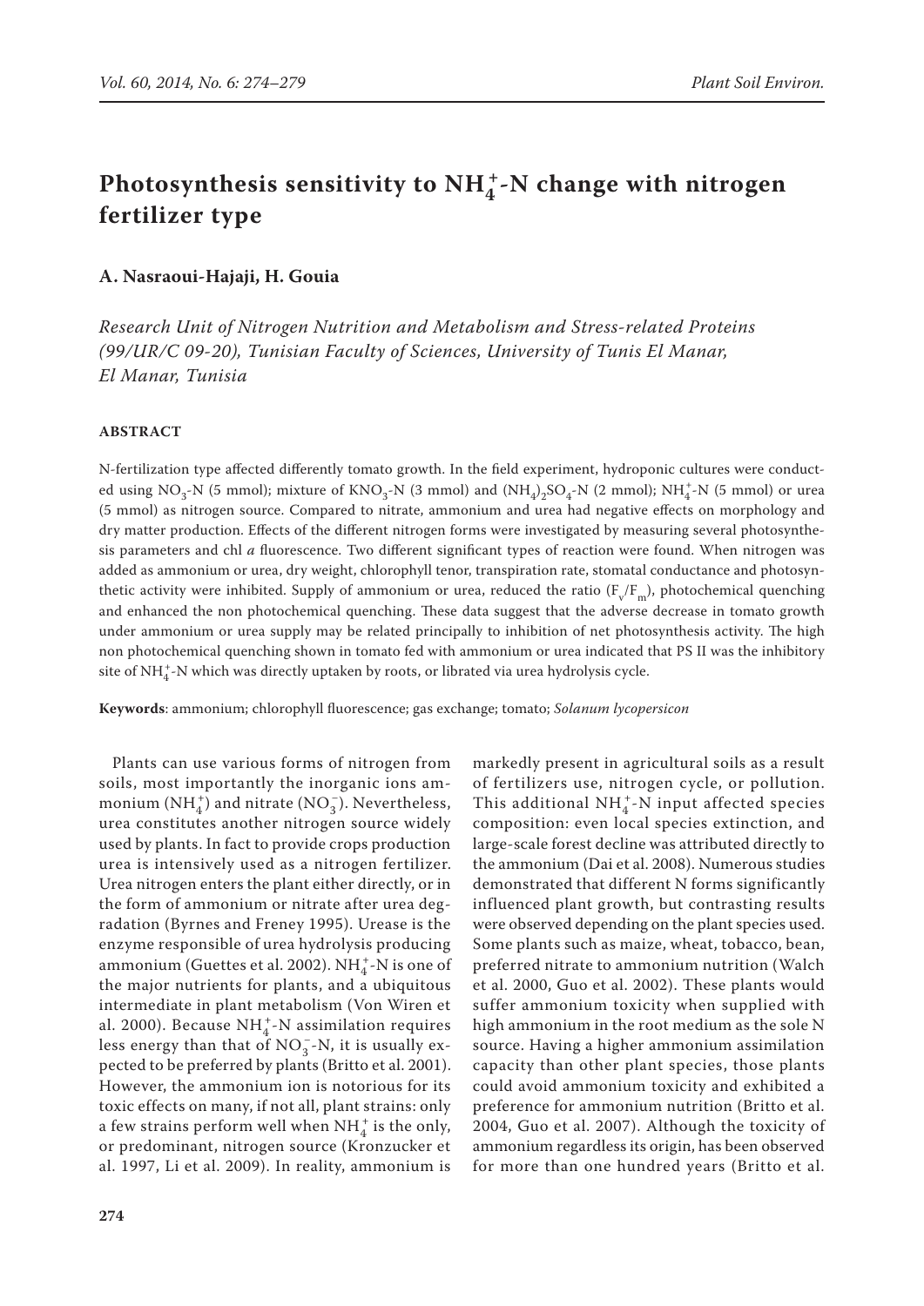# Photosynthesis sensitivity to $NH_4^+$-N change with nitrogen fertilizer type

**A. Nasraoui-Hajaji, H. Gouia**

*Research Unit of Nitrogen Nutrition and Metabolism and Stress-related Proteins (99/UR/C 09-20), Tunisian Faculty of Sciences, University of Tunis El Manar, El Manar, Tunisia*

## ABSTRACT

N-fertilization type affected differently tomato growth. In the field experiment, hydroponic cultures were conducted using $NO_3$-N (5 mmol); mixture of $KNO_3$-N (3 mmol) and $(NH_4)_2SO_4$-N (2 mmol); $NH_4^+$-N (5 mmol) or urea (5 mmol) as nitrogen source. Compared to nitrate, ammonium and urea had negative effects on morphology and dry matter production. Effects of the different nitrogen forms were investigated by measuring several photosynthesis parameters and chl *a* fluorescence. Two different significant types of reaction were found. When nitrogen was added as ammonium or urea, dry weight, chlorophyll tenor, transpiration rate, stomatal conductance and photosynthetic activity were inhibited. Supply of ammonium or urea, reduced the ratio ($F_v/F_m$), photochemical quenching and enhanced the non photochemical quenching. These data suggest that the adverse decrease in tomato growth under ammonium or urea supply may be related principally to inhibition of net photosynthesis activity. The high non photochemical quenching shown in tomato fed with ammonium or urea indicated that PS II was the inhibitory site of $NH_4^+$-N which was directly uptaken by roots, or librated via urea hydrolysis cycle.

**Keywords**: ammonium; chlorophyll fluorescence; gas exchange; tomato; *Solanum lycopersicon*

Plants can use various forms of nitrogen from soils, most importantly the inorganic ions ammonium ($NH_4^+$) and nitrate ($NO_3^-$). Nevertheless, urea constitutes another nitrogen source widely used by plants. In fact to provide crops production urea is intensively used as a nitrogen fertilizer. Urea nitrogen enters the plant either directly, or in the form of ammonium or nitrate after urea degradation (Byrnes and Freney 1995). Urease is the enzyme responsible of urea hydrolysis producing ammonium (Guettes et al. 2002). $NH_4^+$-N is one of the major nutrients for plants, and a ubiquitous intermediate in plant metabolism (Von Wiren et al. 2000). Because $NH_4^+$-N assimilation requires less energy than that of $NO_3^-$-N, it is usually expected to be preferred by plants (Britto et al. 2001). However, the ammonium ion is notorious for its toxic effects on many, if not all, plant strains: only a few strains perform well when $NH_4^+$ is the only, or predominant, nitrogen source (Kronzucker et al. 1997, Li et al. 2009). In reality, ammonium is markedly present in agricultural soils as a result of fertilizers use, nitrogen cycle, or pollution. This additional $NH_4^+$-N input affected species composition: even local species extinction, and large-scale forest decline was attributed directly to the ammonium (Dai et al. 2008). Numerous studies demonstrated that different N forms significantly influenced plant growth, but contrasting results were observed depending on the plant species used. Some plants such as maize, wheat, tobacco, bean, preferred nitrate to ammonium nutrition (Walch et al. 2000, Guo et al. 2002). These plants would suffer ammonium toxicity when supplied with high ammonium in the root medium as the sole N source. Having a higher ammonium assimilation capacity than other plant species, those plants could avoid ammonium toxicity and exhibited a preference for ammonium nutrition (Britto et al. 2004, Guo et al. 2007). Although the toxicity of ammonium regardless its origin, has been observed for more than one hundred years (Britto et al.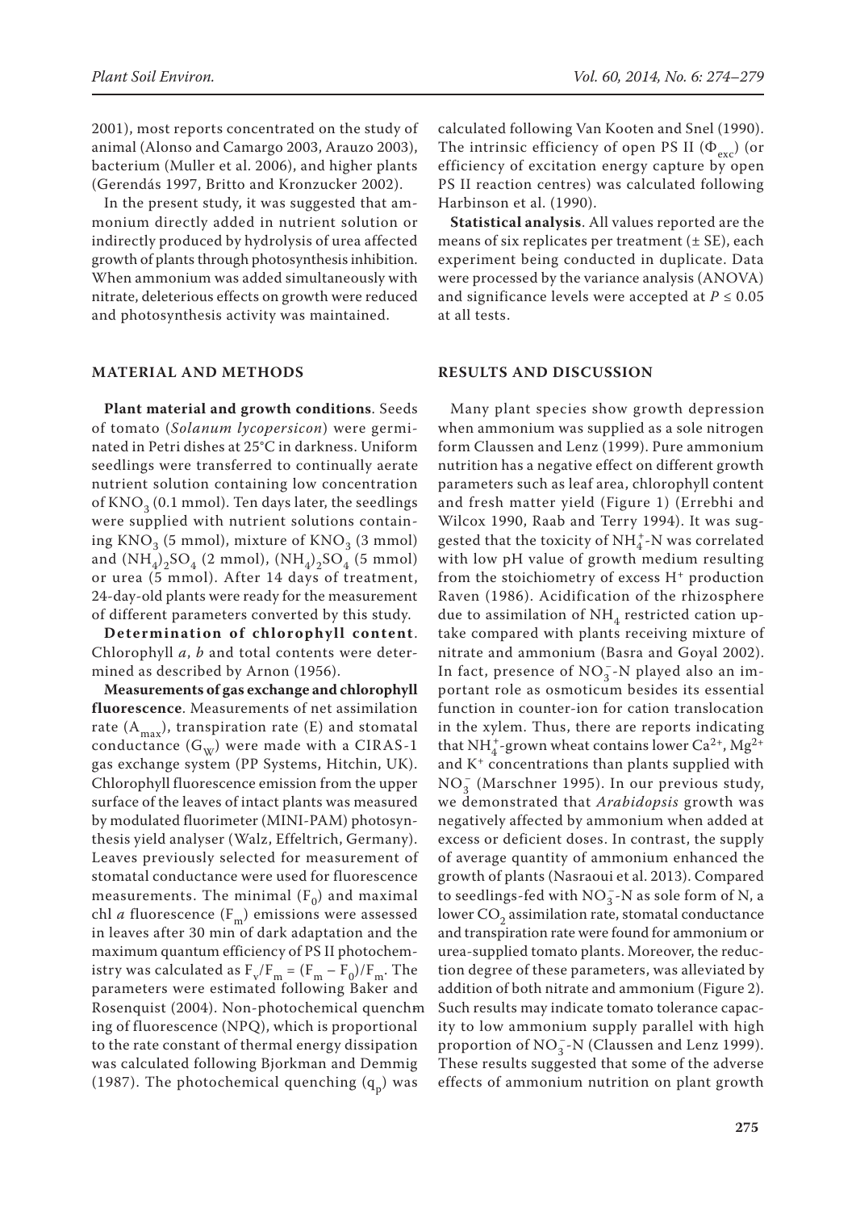2001), most reports concentrated on the study of animal (Alonso and Camargo 2003, Arauzo 2003), bacterium (Muller et al. 2006), and higher plants (Gerendás 1997, Britto and Kronzucker 2002).

In the present study, it was suggested that ammonium directly added in nutrient solution or indirectly produced by hydrolysis of urea affected growth of plants through photosynthesis inhibition. When ammonium was added simultaneously with nitrate, deleterious effects on growth were reduced and photosynthesis activity was maintained.

## MATERIAL AND METHODS

**Plant material and growth conditions**. Seeds of tomato (*Solanum lycopersicon*) were germinated in Petri dishes at 25°C in darkness. Uniform seedlings were transferred to continually aerate nutrient solution containing low concentration of $KNO_3$ (0.1 mmol). Ten days later, the seedlings were supplied with nutrient solutions containing $KNO_3$ (5 mmol), mixture of $KNO_3$ (3 mmol) and $(NH_4)_2SO_4$ (2 mmol), $(NH_4)_2SO_4$ (5 mmol) or urea (5 mmol). After 14 days of treatment, 24-day-old plants were ready for the measurement of different parameters converted by this study.

**Determination of chlorophyll content**. Chlorophyll *a*, *b* and total contents were determined as described by Arnon (1956).

**Measurements of gas exchange and chlorophyll fluorescence**. Measurements of net assimilation rate ($A_{max}$), transpiration rate (E) and stomatal conductance ($G_W$) were made with a CIRAS-1 gas exchange system (PP Systems, Hitchin, UK). Chlorophyll fluorescence emission from the upper surface of the leaves of intact plants was measured by modulated fluorimeter (MINI-PAM) photosynthesis yield analyser (Walz, Effeltrich, Germany). Leaves previously selected for measurement of stomatal conductance were used for fluorescence measurements. The minimal ($F_0$) and maximal chl *a* fluorescence ($F_m$) emissions were assessed in leaves after 30 min of dark adaptation and the maximum quantum efficiency of PS II photochemistry was calculated as $F_v/F_m = (F_m - F_0)/F_m$. The parameters were estimated following Baker and Rosenquist (2004). Non-photochemical quenchm ing of fluorescence (NPQ), which is proportional to the rate constant of thermal energy dissipation was calculated following Bjorkman and Demmig (1987). The photochemical quenching ($q_p$) was calculated following Van Kooten and Snel (1990). The intrinsic efficiency of open PS II ($\Phi_{exc}$) (or efficiency of excitation energy capture by open PS II reaction centres) was calculated following Harbinson et al. (1990).

**Statistical analysis**. All values reported are the means of six replicates per treatment (± SE), each experiment being conducted in duplicate. Data were processed by the variance analysis (ANOVA) and significance levels were accepted at $P \leq 0.05$ at all tests.

## RESULTS AND DISCUSSION

Many plant species show growth depression when ammonium was supplied as a sole nitrogen form Claussen and Lenz (1999). Pure ammonium nutrition has a negative effect on different growth parameters such as leaf area, chlorophyll content and fresh matter yield (Figure 1) (Errebhi and Wilcox 1990, Raab and Terry 1994). It was suggested that the toxicity of $NH_4^+$-N was correlated with low pH value of growth medium resulting from the stoichiometry of excess $H^+$ production Raven (1986). Acidification of the rhizosphere due to assimilation of $NH_4$ restricted cation uptake compared with plants receiving mixture of nitrate and ammonium (Basra and Goyal 2002). In fact, presence of $NO_3^-$-N played also an important role as osmoticum besides its essential function in counter-ion for cation translocation in the xylem. Thus, there are reports indicating that $NH_4^+$-grown wheat contains lower $Ca^{2+}$, $Mg^{2+}$ and $K^+$ concentrations than plants supplied with $NO_3^-$ (Marschner 1995). In our previous study, we demonstrated that *Arabidopsis* growth was negatively affected by ammonium when added at excess or deficient doses. In contrast, the supply of average quantity of ammonium enhanced the growth of plants (Nasraoui et al. 2013). Compared to seedlings-fed with $NO_3^-$-N as sole form of N, a lower $CO_2$ assimilation rate, stomatal conductance and transpiration rate were found for ammonium or urea-supplied tomato plants. Moreover, the reduction degree of these parameters, was alleviated by addition of both nitrate and ammonium (Figure 2). Such results may indicate tomato tolerance capacity to low ammonium supply parallel with high proportion of $NO_3^-$-N (Claussen and Lenz 1999). These results suggested that some of the adverse effects of ammonium nutrition on plant growth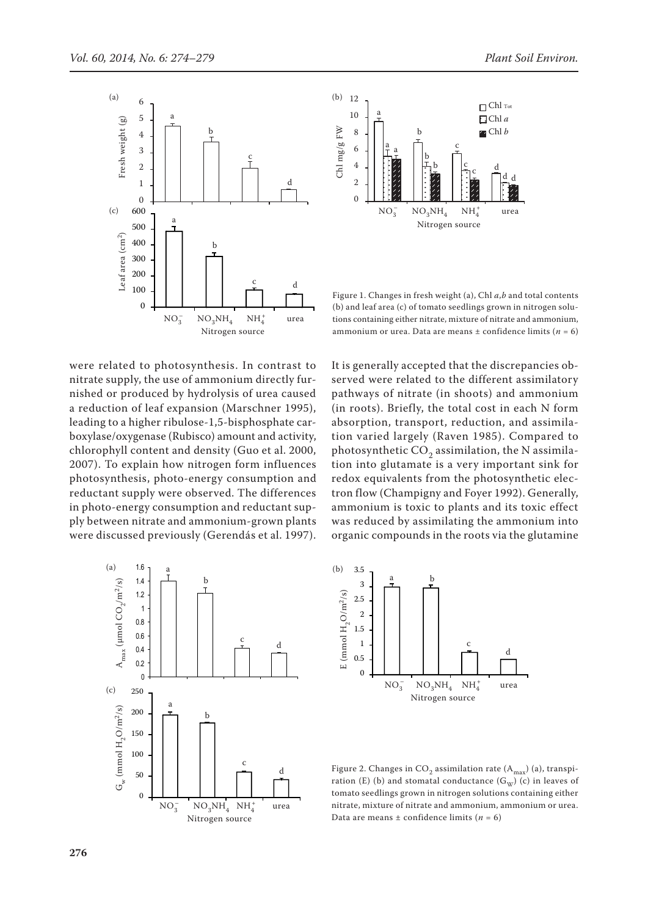Figure 1. Changes in fresh weight (a), Chl *a,b* and total contents (b) and leaf area (c) of tomato seedlings grown in nitrogen solutions containing either nitrate, mixture of nitrate and ammonium, ammonium or urea. Data are means ± confidence limits ($n = 6$)

were related to photosynthesis. In contrast to nitrate supply, the use of ammonium directly furnished or produced by hydrolysis of urea caused a reduction of leaf expansion (Marschner 1995), leading to a higher ribulose-1,5-bisphosphate carboxylase/oxygenase (Rubisco) amount and activity, chlorophyll content and density (Guo et al. 2000, 2007). To explain how nitrogen form influences photosynthesis, photo-energy consumption and reductant supply were observed. The differences in photo-energy consumption and reductant supply between nitrate and ammonium-grown plants were discussed previously (Gerendás et al. 1997). It is generally accepted that the discrepancies observed were related to the different assimilatory pathways of nitrate (in shoots) and ammonium (in roots). Briefly, the total cost in each N form absorption, transport, reduction, and assimilation varied largely (Raven 1985). Compared to photosynthetic $CO_2$ assimilation, the N assimilation into glutamate is a very important sink for redox equivalents from the photosynthetic electron flow (Champigny and Foyer 1992). Generally, ammonium is toxic to plants and its toxic effect was reduced by assimilating the ammonium into organic compounds in the roots via the glutamine

Figure 2. Changes in $CO_2$ assimilation rate ($A_{max}$) (a), transpiration (E) (b) and stomatal conductance ($G_W$) (c) in leaves of tomato seedlings grown in nitrogen solutions containing either nitrate, mixture of nitrate and ammonium, ammonium or urea. Data are means ± confidence limits ($n = 6$)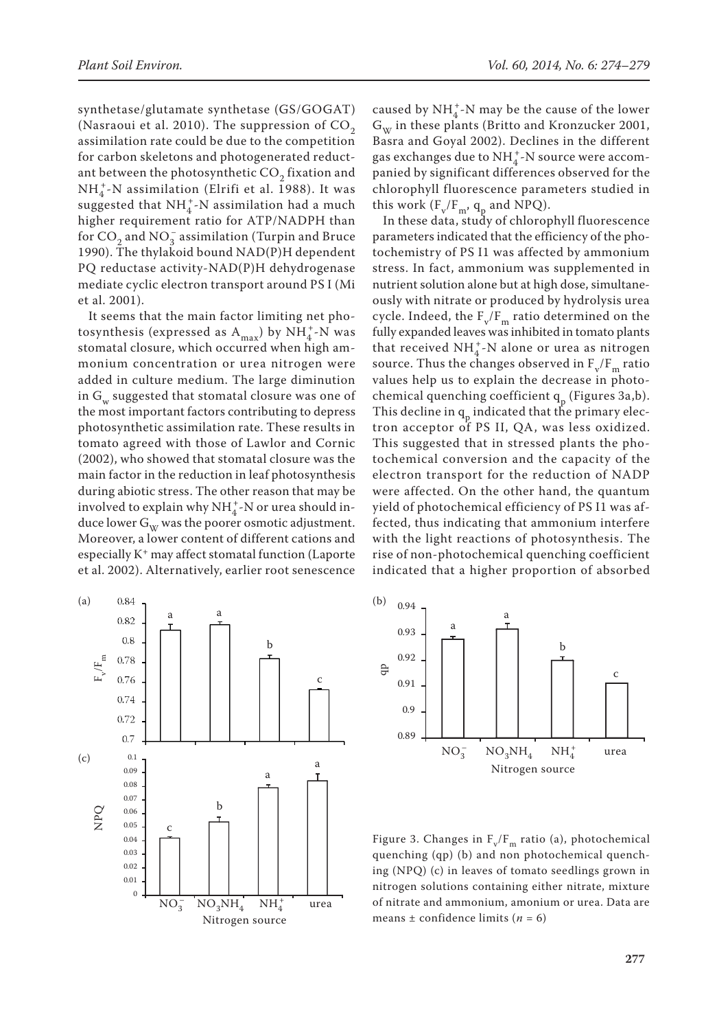synthetase/glutamate synthetase (GS/GOGAT) (Nasraoui et al. 2010). The suppression of $CO_2$ assimilation rate could be due to the competition for carbon skeletons and photogenerated reductant between the photosynthetic $CO_2$ fixation and $NH_4^+$-N assimilation (Elrifi et al. 1988). It was suggested that $NH_4^+$-N assimilation had a much higher requirement ratio for ATP/NADPH than for $CO_2$ and $NO_3^-$ assimilation (Turpin and Bruce 1990). The thylakoid bound NAD(P)H dependent PQ reductase activity-NAD(P)H dehydrogenase mediate cyclic electron transport around PS I (Mi et al. 2001).

It seems that the main factor limiting net photosynthesis (expressed as $A_{max}$) by $NH_4^+$-N was stomatal closure, which occurred when high ammonium concentration or urea nitrogen were added in culture medium. The large diminution in $G_w$ suggested that stomatal closure was one of the most important factors contributing to depress photosynthetic assimilation rate. These results in tomato agreed with those of Lawlor and Cornic (2002), who showed that stomatal closure was the main factor in the reduction in leaf photosynthesis during abiotic stress. The other reason that may be involved to explain why $NH_4^+$-N or urea should induce lower $G_W$ was the poorer osmotic adjustment. Moreover, a lower content of different cations and especially $K^+$ may affect stomatal function (Laporte et al. 2002). Alternatively, earlier root senescence caused by $NH_4^+$-N may be the cause of the lower $G_W$ in these plants (Britto and Kronzucker 2001, Basra and Goyal 2002). Declines in the different gas exchanges due to $NH_4^+$-N source were accompanied by significant differences observed for the chlorophyll fluorescence parameters studied in this work ($F_v/F_m$, $q_p$ and NPQ).

In these data, study of chlorophyll fluorescence parameters indicated that the efficiency of the photochemistry of PS I1 was affected by ammonium stress. In fact, ammonium was supplemented in nutrient solution alone but at high dose, simultaneously with nitrate or produced by hydrolysis urea cycle. Indeed, the $F_v/F_m$ ratio determined on the fully expanded leaves was inhibited in tomato plants that received $NH_4^+$-N alone or urea as nitrogen source. Thus the changes observed in $F_v/F_m$ ratio values help us to explain the decrease in photochemical quenching coefficient $q_p$ (Figures 3a,b). This decline in $q_p$ indicated that the primary electron acceptor of PS II, QA, was less oxidized. This suggested that in stressed plants the photochemical conversion and the capacity of the electron transport for the reduction of NADP were affected. On the other hand, the quantum yield of photochemical efficiency of PS I1 was affected, thus indicating that ammonium interfere with the light reactions of photosynthesis. The rise of non-photochemical quenching coefficient indicated that a higher proportion of absorbed

Figure 3. Changes in $F_v/F_m$ ratio (a), photochemical quenching (qp) (b) and non photochemical quenching (NPQ) (c) in leaves of tomato seedlings grown in nitrogen solutions containing either nitrate, mixture of nitrate and ammonium, amonium or urea. Data are means ± confidence limits ($n$ = 6)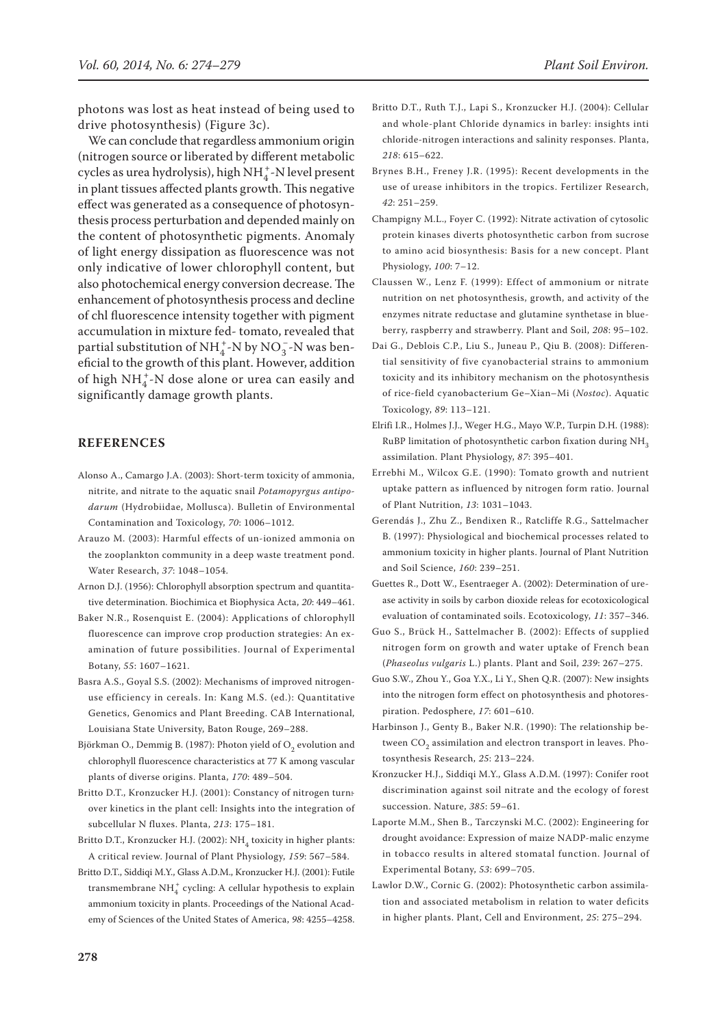photons was lost as heat instead of being used to drive photosynthesis) (Figure 3c).

We can conclude that regardless ammonium origin (nitrogen source or liberated by different metabolic cycles as urea hydrolysis), high $NH_4^+$-N level present in plant tissues affected plants growth. This negative effect was generated as a consequence of photosynthesis process perturbation and depended mainly on the content of photosynthetic pigments. Anomaly of light energy dissipation as fluorescence was not only indicative of lower chlorophyll content, but also photochemical energy conversion decrease. The enhancement of photosynthesis process and decline of chl fluorescence intensity together with pigment accumulation in mixture fed- tomato, revealed that partial substitution of $NH_4^+$-N by $NO_3^-$-N was beneficial to the growth of this plant. However, addition of high $NH_4^+$-N dose alone or urea can easily and significantly damage growth plants.

## REFERENCES

Alonso A., Camargo J.A. (2003): Short-term toxicity of ammonia, nitrite, and nitrate to the aquatic snail *Potamopyrgus antipodarum* (Hydrobiidae, Mollusca). Bulletin of Environmental Contamination and Toxicology, *70*: 1006–1012.

Arauzo M. (2003): Harmful effects of un-ionized ammonia on the zooplankton community in a deep waste treatment pond. Water Research, *37*: 1048–1054.

Arnon D.J. (1956): Chlorophyll absorption spectrum and quantitative determination. Biochimica et Biophysica Acta, *20*: 449–461.

Baker N.R., Rosenquist E. (2004): Applications of chlorophyll fluorescence can improve crop production strategies: An examination of future possibilities. Journal of Experimental Botany, *55*: 1607–1621.

Basra A.S., Goyal S.S. (2002): Mechanisms of improved nitrogen-use efficiency in cereals. In: Kang M.S. (ed.): Quantitative Genetics, Genomics and Plant Breeding. CAB International, Louisiana State University, Baton Rouge, 269–288.

Björkman O., Demmig B. (1987): Photon yield of $O_2$ evolution and chlorophyll fluorescence characteristics at 77 K among vascular plants of diverse origins. Planta, *170*: 489–504.

Britto D.T., Kronzucker H.J. (2001): Constancy of nitrogen turnover kinetics in the plant cell: Insights into the integration of subcellular N fluxes. Planta, *213*: 175–181.

Britto D.T., Kronzucker H.J. (2002): $NH_4$ toxicity in higher plants: A critical review. Journal of Plant Physiology, *159*: 567–584.

Britto D.T., Siddiqi M.Y., Glass A.D.M., Kronzucker H.J. (2001): Futile transmembrane $NH_4^+$ cycling: A cellular hypothesis to explain ammonium toxicity in plants. Proceedings of the National Academy of Sciences of the United States of America, *98*: 4255–4258.

Britto D.T., Ruth T.J., Lapi S., Kronzucker H.J. (2004): Cellular and whole-plant Chloride dynamics in barley: insights inti chloride-nitrogen interactions and salinity responses. Planta, *218*: 615–622.

Brynes B.H., Freney J.R. (1995): Recent developments in the use of urease inhibitors in the tropics. Fertilizer Research, *42*: 251–259.

Champigny M.L., Foyer C. (1992): Nitrate activation of cytosolic protein kinases diverts photosynthetic carbon from sucrose to amino acid biosynthesis: Basis for a new concept. Plant Physiology, *100*: 7–12.

Claussen W., Lenz F. (1999): Effect of ammonium or nitrate nutrition on net photosynthesis, growth, and activity of the enzymes nitrate reductase and glutamine synthetase in blueberry, raspberry and strawberry. Plant and Soil, *208*: 95–102.

Dai G., Deblois C.P., Liu S., Juneau P., Qiu B. (2008): Differential sensitivity of five cyanobacterial strains to ammonium toxicity and its inhibitory mechanism on the photosynthesis of rice-field cyanobacterium Ge–Xian–Mi (*Nostoc*). Aquatic Toxicology, *89*: 113–121.

Elrifi I.R., Holmes J.J., Weger H.G., Mayo W.P., Turpin D.H. (1988): RuBP limitation of photosynthetic carbon fixation during $NH_3$ assimilation. Plant Physiology, *87*: 395–401.

Errebhi M., Wilcox G.E. (1990): Tomato growth and nutrient uptake pattern as influenced by nitrogen form ratio. Journal of Plant Nutrition, *13*: 1031–1043.

Gerendás J., Zhu Z., Bendixen R., Ratcliffe R.G., Sattelmacher B. (1997): Physiological and biochemical processes related to ammonium toxicity in higher plants. Journal of Plant Nutrition and Soil Science, *160*: 239–251.

Guettes R., Dott W., Esentraeger A. (2002): Determination of urease activity in soils by carbon dioxide releas for ecotoxicological evaluation of contaminated soils. Ecotoxicology, *11*: 357–346.

Guo S., Brück H., Sattelmacher B. (2002): Effects of supplied nitrogen form on growth and water uptake of French bean (*Phaseolus vulgaris* L.) plants. Plant and Soil, *239*: 267–275.

Guo S.W., Zhou Y., Goa Y.X., Li Y., Shen Q.R. (2007): New insights into the nitrogen form effect on photosynthesis and photorespiration. Pedosphere, *17*: 601–610.

Harbinson J., Genty B., Baker N.R. (1990): The relationship between $CO_2$ assimilation and electron transport in leaves. Photosynthesis Research, *25*: 213–224.

Kronzucker H.J., Siddiqi M.Y., Glass A.D.M. (1997): Conifer root discrimination against soil nitrate and the ecology of forest succession. Nature, *385*: 59–61.

Laporte M.M., Shen B., Tarczynski M.C. (2002): Engineering for drought avoidance: Expression of maize NADP-malic enzyme in tobacco results in altered stomatal function. Journal of Experimental Botany, *53*: 699–705.

Lawlor D.W., Cornic G. (2002): Photosynthetic carbon assimilation and associated metabolism in relation to water deficits in higher plants. Plant, Cell and Environment, *25*: 275–294.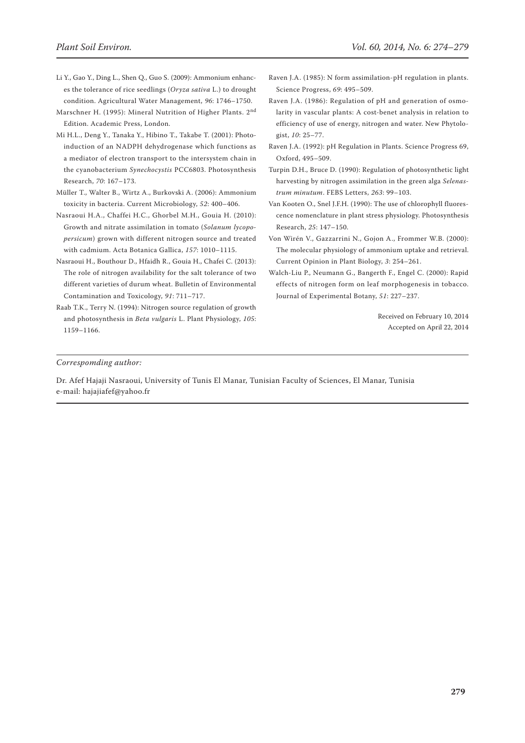Li Y., Gao Y., Ding L., Shen Q., Guo S. (2009): Ammonium enhances the tolerance of rice seedlings (*Oryza sativa* L.) to drought condition. Agricultural Water Management, *96*: 1746–1750.

Marschner H. (1995): Mineral Nutrition of Higher Plants. 2nd Edition. Academic Press, London.

Mi H.L., Deng Y., Tanaka Y., Hibino T., Takabe T. (2001): Photoinduction of an NADPH dehydrogenase which functions as a mediator of electron transport to the intersystem chain in the cyanobacterium *Synechocystis* PCC6803. Photosynthesis Research, *70*: 167–173.

Müller T., Walter B., Wirtz A., Burkovski A. (2006): Ammonium toxicity in bacteria. Current Microbiology, *52*: 400–406.

Nasraoui H.A., Chaffei H.C., Ghorbel M.H., Gouia H. (2010): Growth and nitrate assimilation in tomato (*Solanum lycopopersicum*) grown with different nitrogen source and treated with cadmium. Acta Botanica Gallica, *157*: 1010–1115.

Nasraoui H., Bouthour D., Hfaidh R., Gouia H., Chafei C. (2013): The role of nitrogen availability for the salt tolerance of two different varieties of durum wheat. Bulletin of Environmental Contamination and Toxicology, *91*: 711–717.

Raab T.K., Terry N. (1994): Nitrogen source regulation of growth and photosynthesis in *Beta vulgaris* L. Plant Physiology, *105*: 1159–1166.

Raven J.A. (1985): N form assimilation-pH regulation in plants. Science Progress, *69*: 495–509.

Raven J.A. (1986): Regulation of pH and generation of osmolarity in vascular plants: A cost-benet analysis in relation to efficiency of use of energy, nitrogen and water. New Phytologist, *10*: 25–77.

Raven J.A. (1992): pH Regulation in Plants. Science Progress 69, Oxford, 495–509.

Turpin D.H., Bruce D. (1990): Regulation of photosynthetic light harvesting by nitrogen assimilation in the green alga *Selenastrum minutum*. FEBS Letters, *263*: 99–103.

Van Kooten O., Snel J.F.H. (1990): The use of chlorophyll fluorescence nomenclature in plant stress physiology. Photosynthesis Research, *25*: 147–150.

Von Wirén V., Gazzarrini N., Gojon A., Frommer W.B. (2000): The molecular physiology of ammonium uptake and retrieval. Current Opinion in Plant Biology, *3*: 254–261.

Walch-Liu P., Neumann G., Bangerth F., Engel C. (2000): Rapid effects of nitrogen form on leaf morphogenesis in tobacco. Journal of Experimental Botany, *51*: 227–237.

Received on February 10, 2014
Accepted on April 22, 2014

*Correspomding author:*

Dr. Afef Hajaji Nasraoui, University of Tunis El Manar, Tunisian Faculty of Sciences, El Manar, Tunisia
e-mail: hajajiafef@yahoo.fr